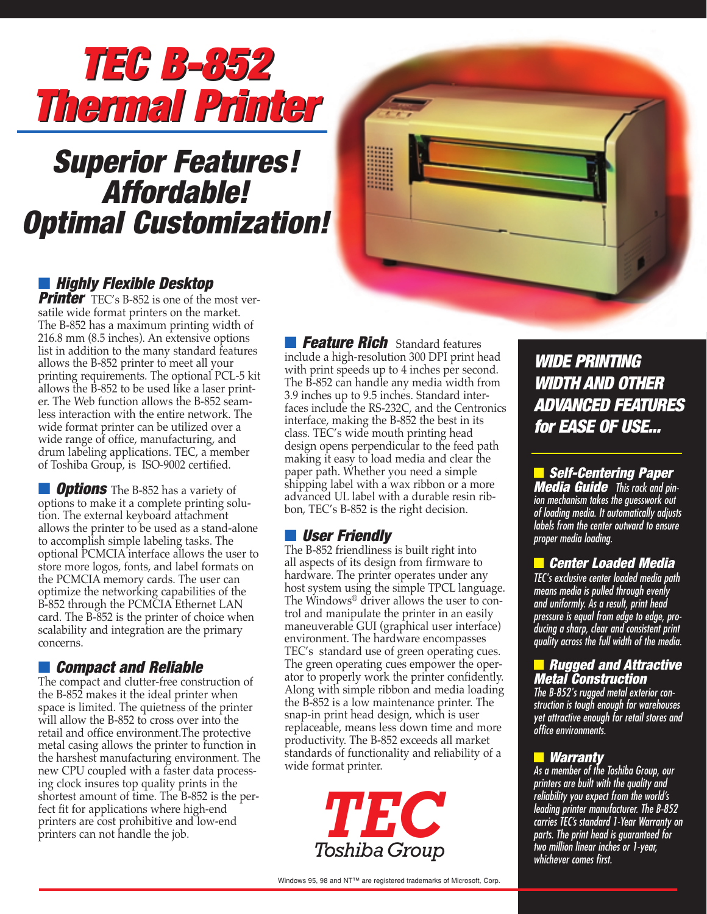# TEC B-852 Thermal Printer

## Superior Features! Affordable! Optimal Customization!

### Highly Flexible Desktop Printer

TEC's B-852 is one of the most versatile wide format printers on the market. The B-852 has a maximum printing width of 216.8 mm (8.5 inches). An extensive options list in addition to the many standard features allows the B-852 printer to meet all your printing requirements. The optional PCL-5 kit allows the B-852 to be used like a laser printer. The Web function allows the B-852 seamless interaction with the entire network. The wide format printer can be utilized over a wide range of office, manufacturing, and drum labeling applications. TEC, a member of Toshiba Group, is ISO-9002 certified.

### Options

The B-852 has a variety of options to make it a complete printing solution. The external keyboard attachment allows the printer to be used as a stand-alone to accomplish simple labeling tasks. The optional PCMCIA interface allows the user to store more logos, fonts, and label formats on the PCMCIA memory cards. The user can optimize the networking capabilities of the B-852 through the PCMCIA Ethernet LAN card. The B-852 is the printer of choice when scalability and integration are the primary concerns.

### Compact and Reliable

The compact and clutter-free construction of the B-852 makes it the ideal printer when space is limited. The quietness of the printer will allow the B-852 to cross over into the retail and office environment.The protective metal casing allows the printer to function in the harshest manufacturing environment. The new CPU coupled with a faster data processing clock insures top quality prints in the shortest amount of time. The B-852 is the perfect fit for applications where high-end printers are cost prohibitive and low-end printers can not handle the job.

### Feature Rich

Standard features include a high-resolution 300 DPI print head with print speeds up to 4 inches per second. The B-852 can handle any media width from 3.9 inches up to 9.5 inches. Standard interfaces include the RS-232C, and the Centronics interface, making the B-852 the best in its class. TEC's wide mouth printing head design opens perpendicular to the feed path making it easy to load media and clear the paper path. Whether you need a simple shipping label with a wax ribbon or a more advanced UL label with a durable resin ribbon, TEC's B-852 is the right decision.

### User Friendly

The B-852 friendliness is built right into all aspects of its design from firmware to hardware. The printer operates under any host system using the simple TPCL language. The Windows® driver allows the user to control and manipulate the printer in an easily maneuverable GUI (graphical user interface) environment. The hardware encompasses TEC's standard use of green operating cues. The green operating cues empower the operator to properly work the printer confidently. Along with simple ribbon and media loading the B-852 is a low maintenance printer. The snap-in print head design, which is user replaceable, means less down time and more productivity. The B-852 exceeds all market standards of functionality and reliability of a wide format printer.

TEC
Toshiba Group

## WIDE PRINTING WIDTH AND OTHER ADVANCED FEATURES for EASE OF USE...

### Self-Centering Paper Media Guide

*This rack and pinion mechanism takes the guesswork out of loading media. It automatically adjusts labels from the center outward to ensure proper media loading.*

### Center Loaded Media

*TEC's exclusive center loaded media path means media is pulled through evenly and uniformly. As a result, print head pressure is equal from edge to edge, producing a sharp, clear and consistent print quality across the full width of the media.*

### Rugged and Attractive Metal Construction

*The B-852's rugged metal exterior construction is tough enough for warehouses yet attractive enough for retail stores and office environments.*

### Warranty

*As a member of the Toshiba Group, our printers are built with the quality and reliability you expect from the world's leading printer manufacturer. The B-852 carries TEC's standard 1-Year Warranty on parts. The print head is guaranteed for two million linear inches or 1-year, whichever comes first.*

Windows 95, 98 and NT™ are registered trademarks of Microsoft, Corp.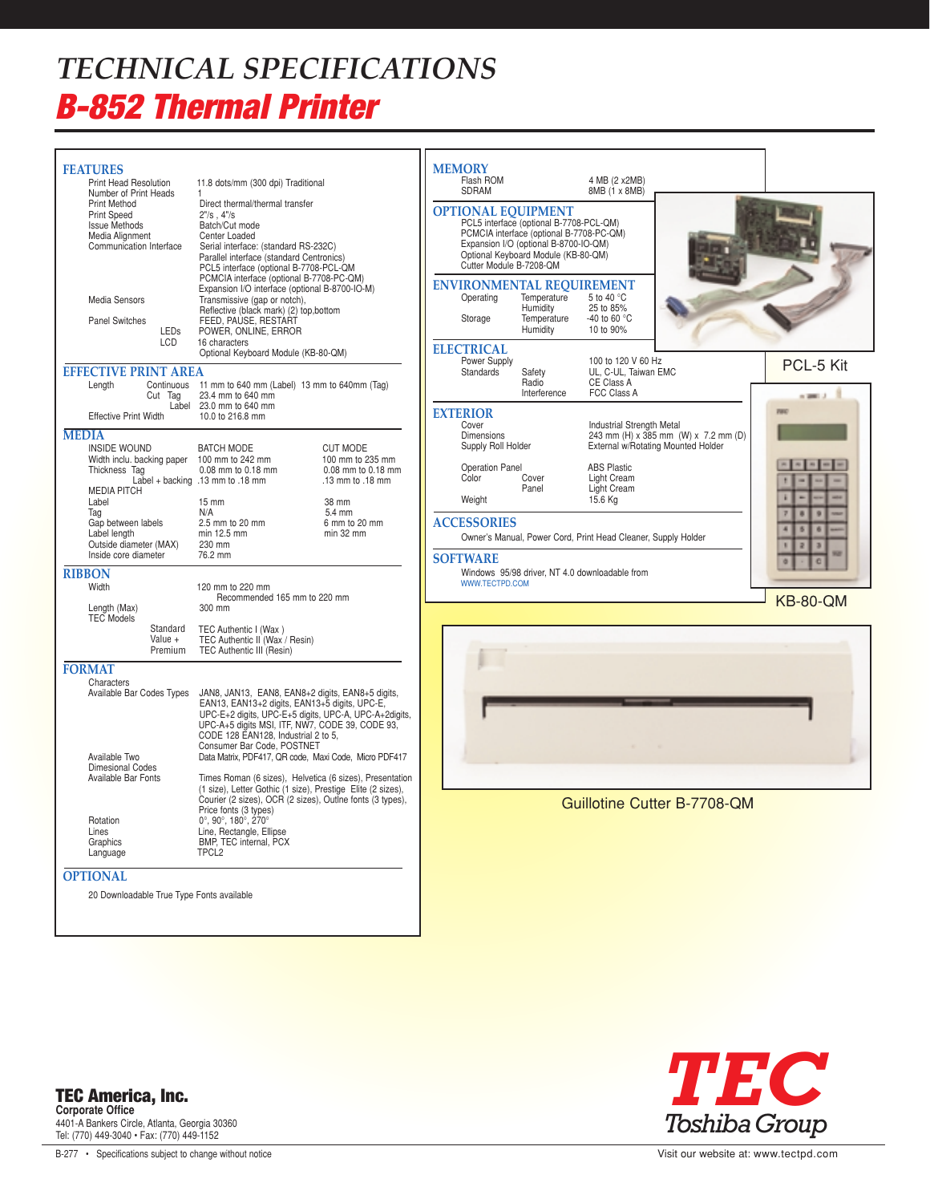# *TECHNICAL SPECIFICATIONS*

# *B-852 Thermal Printer*

## FEATURES

| | |
|---|---|
| Print Head Resolution | 11.8 dots/mm (300 dpi) Traditional |
| Number of Print Heads | 1 |
| Print Method | Direct thermal/thermal transfer |
| Print Speed | 2"/s , 4"/s |
| Issue Methods | Batch/Cut mode |
| Media Alignment | Center Loaded |
| Communication Interface | Serial interface: (standard RS-232C)<br>Parallel interface (standard Centronics)<br>PCL5 interface (optional B-7708-PCL-QM<br>PCMCIA interface (optional B-7708-PC-QM)<br>Expansion I/O interface (optional B-8700-IO-M) |
| Media Sensors | Transmissive (gap or notch),<br>Reflective (black mark) (2) top,bottom |
| Panel Switches | FEED, PAUSE, RESTART |
| LEDs | POWER, ONLINE, ERROR |
| LCD | 16 characters<br>Optional Keyboard Module (KB-80-QM) |

## EFFECTIVE PRINT AREA

| | | |
|---|---|---|
| Length | Continuous | 11 mm to 640 mm (Label) 13 mm to 640mm (Tag) |
| | Cut Tag | 23.4 mm to 640 mm |
| | Label | 23.0 mm to 640 mm |
| Effective Print Width | | 10.0 to 216.8 mm |

## MEDIA

| INSIDE WOUND | BATCH MODE | CUT MODE |
|---|---|---|
| Width inclu. backing paper | 100 mm to 242 mm | 100 mm to 235 mm |
| Thickness Tag | 0.08 mm to 0.18 mm | 0.08 mm to 0.18 mm |
| Label + backing | .13 mm to .18 mm | .13 mm to .18 mm |
| MEDIA PITCH | | |
| Label | 15 mm | 38 mm |
| Tag | N/A | 5.4 mm |
| Gap between labels | 2.5 mm to 20 mm | 6 mm to 20 mm |
| Label length | min 12.5 mm | min 32 mm |
| Outside diameter (MAX) | 230 mm | |
| Inside core diameter | 76.2 mm | |

## RIBBON

| | | |
|---|---|---|
| Width | | 120 mm to 220 mm<br>Recommended 165 mm to 220 mm |
| Length (Max) | | 300 mm |
| TEC Models | Standard | TEC Authentic I (Wax ) |
| | Value + | TEC Authentic II (Wax / Resin) |
| | Premium | TEC Authentic III (Resin) |

## FORMAT

| | |
|---|---|
| Characters | |
| Available Bar Codes Types | JAN8, JAN13, EAN8, EAN8+2 digits, EAN8+5 digits, EAN13, EAN13+2 digits, EAN13+5 digits, UPC-E, UPC-E+2 digits, UPC-E+5 digits, UPC-A, UPC-A+2digits, UPC-A+5 digits MSI, ITF, NW7, CODE 39, CODE 93, CODE 128 EAN128, Industrial 2 to 5, Consumer Bar Code, POSTNET |
| Available Two Dimesional Codes | Data Matrix, PDF417, QR code, Maxi Code, Micro PDF417 |
| Available Bar Fonts | Times Roman (6 sizes), Helvetica (6 sizes), Presentation (1 size), Letter Gothic (1 size), Prestige Elite (2 sizes), Courier (2 sizes), OCR (2 sizes), Outlne fonts (3 types), Price fonts (3 types) |
| Rotation | 0°, 90°, 180°, 270° |
| Lines | Line, Rectangle, Ellipse |
| Graphics | BMP, TEC internal, PCX |
| Language | TPCL2 |

## OPTIONAL

20 Downloadable True Type Fonts available

## MEMORY

| | |
|---|---|
| Flash ROM | 4 MB (2 x2MB) |
| SDRAM | 8MB (1 x 8MB) |

## OPTIONAL EQUIPMENT

PCL5 interface (optional B-7708-PCL-QM)
PCMCIA interface (optional B-7708-PC-QM)
Expansion I/O (optional B-8700-IO-QM)
Optional Keyboard Module (KB-80-QM)
Cutter Module B-7208-QM

## ENVIRONMENTAL REQUIREMENT

| | | |
|---|---|---|
| Operating | Temperature | 5 to 40 °C |
| | Humidity | 25 to 85% |
| Storage | Temperature | -40 to 60 °C |
| | Humidity | 10 to 90% |

## ELECTRICAL

| | | |
|---|---|---|
| Power Supply | | 100 to 120 V 60 Hz |
| Standards | Safety | UL, C-UL, Taiwan EMC |
| | Radio | CE Class A |
| | Interference | FCC Class A |

## EXTERIOR

| | | |
|---|---|---|
| Cover | | Industrial Strength Metal |
| Dimensions | | 243 mm (H) x 385 mm (W) x 7.2 mm (D) |
| Supply Roll Holder | | External w/Rotating Mounted Holder |
| Operation Panel | | ABS Plastic |
| Color | Cover | Light Cream |
| | Panel | Light Cream |
| Weight | | 15.6 Kg |

## ACCESSORIES

Owner's Manual, Power Cord, Print Head Cleaner, Supply Holder

## SOFTWARE

Windows 95/98 driver, NT 4.0 downloadable from
WWW.TECTPD.COM

PCL-5 Kit

KB-80-QM

Guillotine Cutter B-7708-QM

**TEC America, Inc.**
**Corporate Office**
4401-A Bankers Circle, Atlanta, Georgia 30360
Tel: (770) 449-3040 • Fax: (770) 449-1152

TEC Toshiba Group

B-277 • Specifications subject to change without notice

Visit our website at: www.tectpd.com